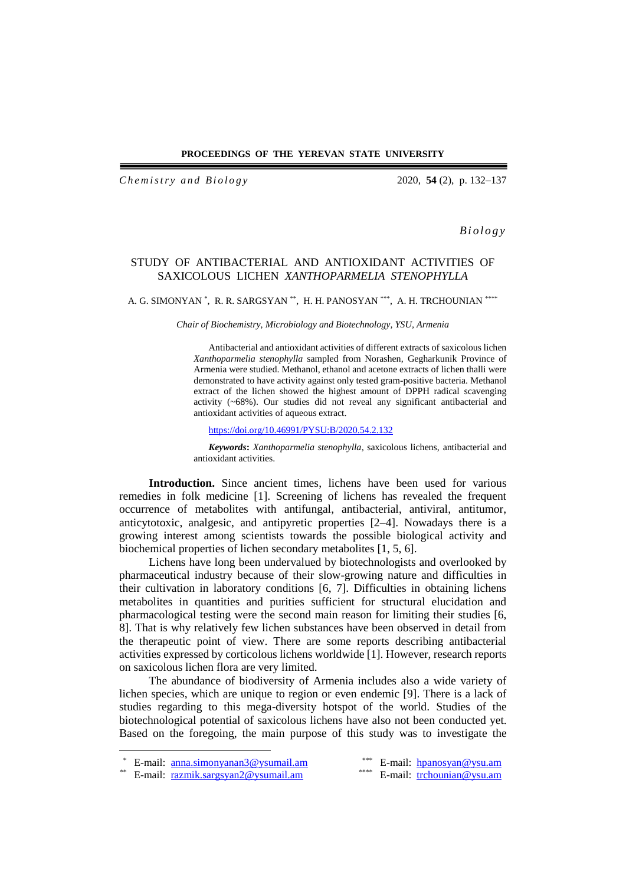*Biology*

# STUDY OF ANTIBACTERIAL AND ANTIOXIDANT ACTIVITIES OF SAXICOLOUS LICHEN *XANTHOPARMELIA STENOPHYLLA*

A. G. SIMONYAN [*], R. R. SARGSYAN [**], H. H. PANOSYAN [***], A. H. TRCHOUNIAN [****]

*Chair of Biochemistry, Microbiology and Biotechnology, YSU, Armenia*

Antibacterial and antioxidant activities of different extracts of saxicolous lichen *Xanthoparmelia stenophylla* sampled from Norashen, Gegharkunik Province of Armenia were studied. Methanol, ethanol and acetone extracts of lichen thalli were demonstrated to have activity against only tested gram-positive bacteria. Methanol extract of the lichen showed the highest amount of DPPH radical scavenging activity (~68%). Our studies did not reveal any significant antibacterial and antioxidant activities of aqueous extract.

https://doi.org/10.46991/PYSU:B/2020.54.2.132

***Keywords*:** *Xanthoparmelia stenophylla*, saxicolous lichens, antibacterial and antioxidant activities.

**Introduction.** Since ancient times, lichens have been used for various remedies in folk medicine [1]. Screening of lichens has revealed the frequent occurrence of metabolites with antifungal, antibacterial, antiviral, antitumor, anticytotoxic, analgesic, and antipyretic properties [2–4]. Nowadays there is a growing interest among scientists towards the possible biological activity and biochemical properties of lichen secondary metabolites [1, 5, 6].

Lichens have long been undervalued by biotechnologists and overlooked by pharmaceutical industry because of their slow-growing nature and difficulties in their cultivation in laboratory conditions [6, 7]. Difficulties in obtaining lichens metabolites in quantities and purities sufficient for structural elucidation and pharmacological testing were the second main reason for limiting their studies [6, 8]. That is why relatively few lichen substances have been observed in detail from the therapeutic point of view. There are some reports describing antibacterial activities expressed by corticolous lichens worldwide [1]. However, research reports on saxicolous lichen flora are very limited.

The abundance of biodiversity of Armenia includes also a wide variety of lichen species, which are unique to region or even endemic [9]. There is a lack of studies regarding to this mega-diversity hotspot of the world. Studies of the biotechnological potential of saxicolous lichens have also not been conducted yet. Based on the foregoing, the main purpose of this study was to investigate the

---

[*] E-mail: anna.simonyanan3@ysumail.am
[**] E-mail: razmik.sargsyan2@ysumail.am
[***] E-mail: hpanosyan@ysu.am
[****] E-mail: trchounian@ysu.am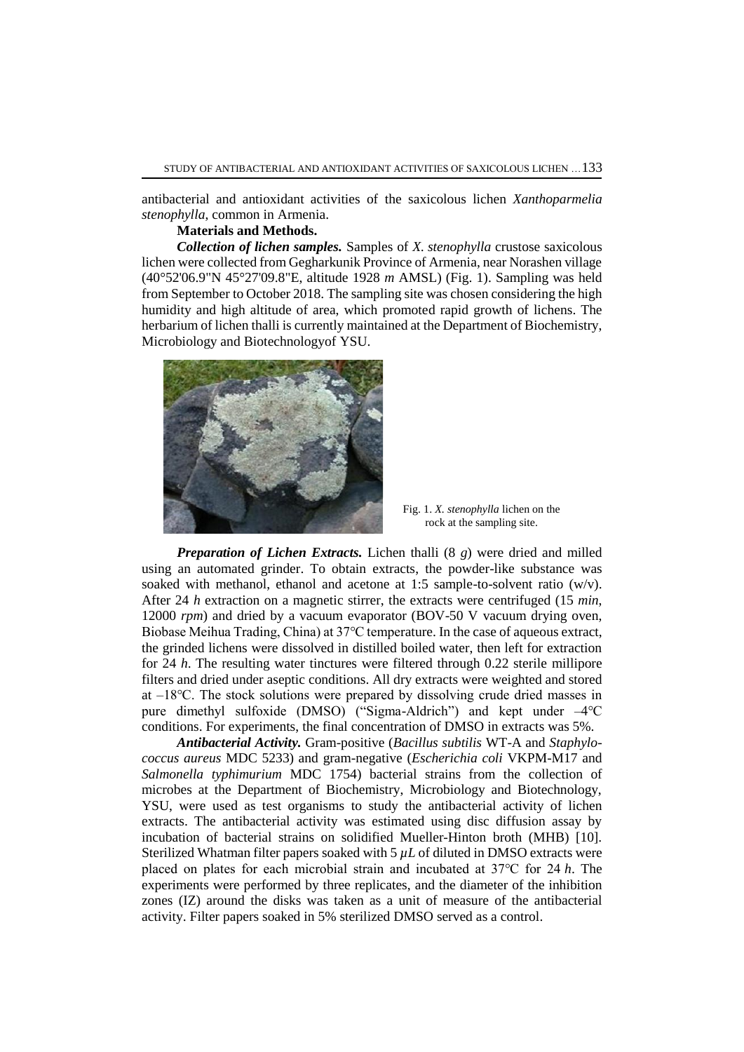antibacterial and antioxidant activities of the saxicolous lichen *Xanthoparmelia stenophylla*, common in Armenia.

**Materials and Methods.**

***Collection of lichen samples.*** Samples of *X. stenophylla* crustose saxicolous lichen were collected from Gegharkunik Province of Armenia, near Norashen village (40°52'06.9"N 45°27'09.8"E, altitude 1928 *m* AMSL) (Fig. 1). Sampling was held from September to October 2018. The sampling site was chosen considering the high humidity and high altitude of area, which promoted rapid growth of lichens. The herbarium of lichen thalli is currently maintained at the Department of Biochemistry, Microbiology and Biotechnologyof YSU.

Fig. 1. *X. stenophylla* lichen on the rock at the sampling site.

***Preparation of Lichen Extracts.*** Lichen thalli (8 *g*) were dried and milled using an automated grinder. To obtain extracts, the powder-like substance was soaked with methanol, ethanol and acetone at 1:5 sample-to-solvent ratio (w/v). After 24 *h* extraction on a magnetic stirrer, the extracts were centrifuged (15 *min*, 12000 *rpm*) and dried by a vacuum evaporator (BOV-50 V vacuum drying oven, Biobase Meihua Trading, China) at 37°C temperature. In the case of aqueous extract, the grinded lichens were dissolved in distilled boiled water, then left for extraction for 24 *h*. The resulting water tinctures were filtered through 0.22 sterile millipore filters and dried under aseptic conditions. All dry extracts were weighted and stored at –18°C. The stock solutions were prepared by dissolving crude dried masses in pure dimethyl sulfoxide (DMSO) ("Sigma-Aldrich") and kept under –4°C conditions. For experiments, the final concentration of DMSO in extracts was 5%.

***Antibacterial Activity.*** Gram-positive (*Bacillus subtilis* WT-A and *Staphylococcus aureus* MDC 5233) and gram-negative (*Escherichia coli* VKPM-M17 and *Salmonella typhimurium* MDC 1754) bacterial strains from the collection of microbes at the Department of Biochemistry, Microbiology and Biotechnology, YSU, were used as test organisms to study the antibacterial activity of lichen extracts. The antibacterial activity was estimated using disc diffusion assay by incubation of bacterial strains on solidified Mueller-Hinton broth (MHB) [10]. Sterilized Whatman filter papers soaked with 5 $\mu L$ of diluted in DMSO extracts were placed on plates for each microbial strain and incubated at 37°C for 24 *h*. The experiments were performed by three replicates, and the diameter of the inhibition zones (IZ) around the disks was taken as a unit of measure of the antibacterial activity. Filter papers soaked in 5% sterilized DMSO served as a control.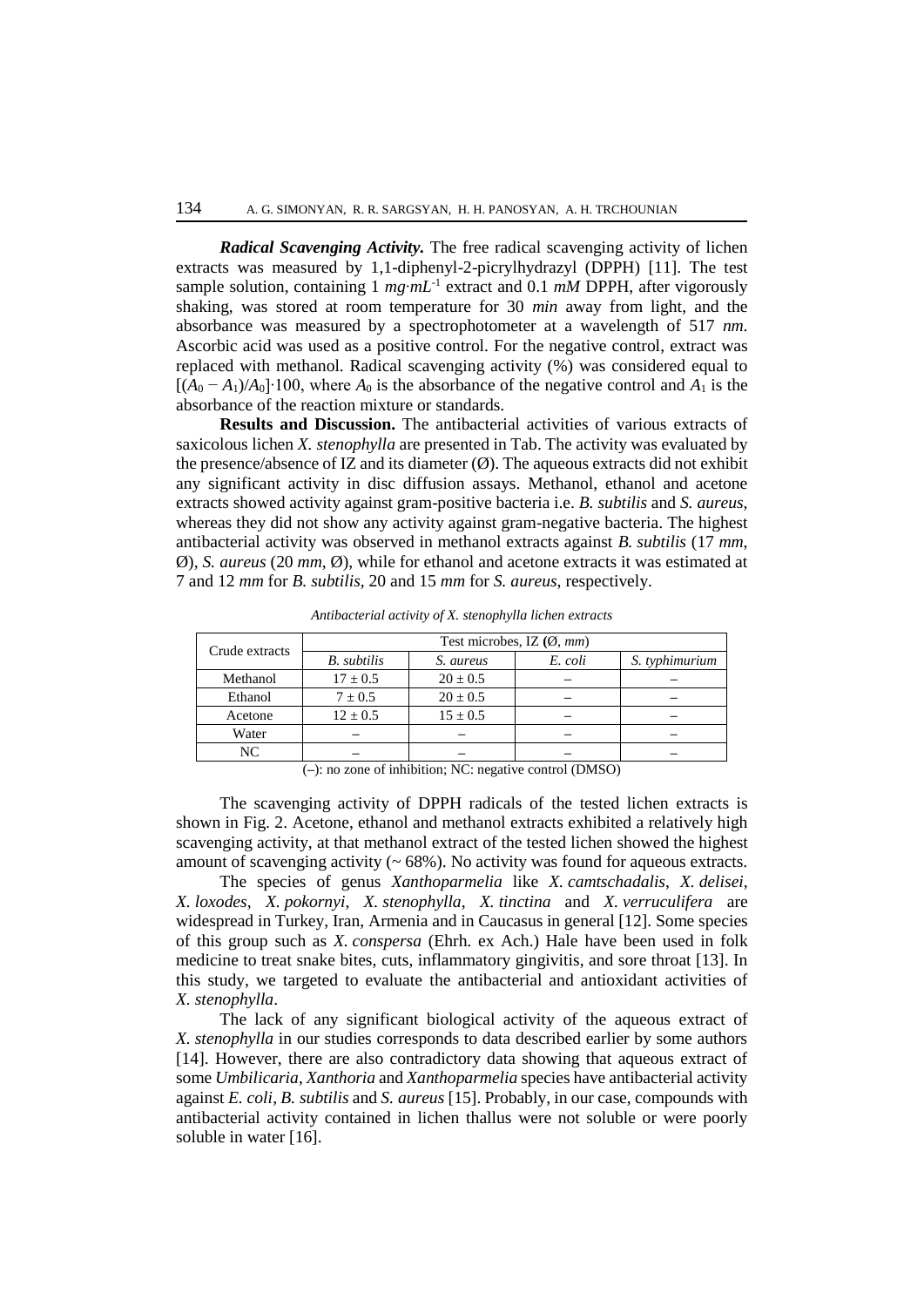***Radical Scavenging Activity.*** The free radical scavenging activity of lichen extracts was measured by 1,1-diphenyl-2-picrylhydrazyl (DPPH) [11]. The test sample solution, containing 1 $mg \cdot mL^{-1}$ extract and 0.1 *mM* DPPH, after vigorously shaking, was stored at room temperature for 30 *min* away from light, and the absorbance was measured by a spectrophotometer at a wavelength of 517 *nm*. Ascorbic acid was used as a positive control. For the negative control, extract was replaced with methanol. Radical scavenging activity (%) was considered equal to $[(A_0 - A_1)/A_0] \cdot 100$, where $A_0$ is the absorbance of the negative control and $A_1$ is the absorbance of the reaction mixture or standards.

**Results and Discussion.** The antibacterial activities of various extracts of saxicolous lichen *X. stenophylla* are presented in Tab. The activity was evaluated by the presence/absence of IZ and its diameter (Ø). The aqueous extracts did not exhibit any significant activity in disc diffusion assays. Methanol, ethanol and acetone extracts showed activity against gram-positive bacteria i.e. *B. subtilis* and *S. aureus*, whereas they did not show any activity against gram-negative bacteria. The highest antibacterial activity was observed in methanol extracts against *B. subtilis* (17 *mm*, Ø), *S. aureus* (20 *mm*, Ø), while for ethanol and acetone extracts it was estimated at 7 and 12 *mm* for *B. subtilis*, 20 and 15 *mm* for *S. aureus*, respectively.

*Antibacterial activity of X. stenophylla lichen extracts*

| Crude extracts | Test microbes, IZ (Ø, *mm*) | | | |
|---|---|---|---|---|
| | *B. subtilis* | *S. aureus* | *E. coli* | *S. typhimurium* |
| Methanol | 17 ± 0.5 | 20 ± 0.5 | – | – |
| Ethanol | 7 ± 0.5 | 20 ± 0.5 | – | – |
| Acetone | 12 ± 0.5 | 15 ± 0.5 | – | – |
| Water | – | – | – | – |
| NC | – | – | – | – |

(–): no zone of inhibition; NC: negative control (DMSO)

The scavenging activity of DPPH radicals of the tested lichen extracts is shown in Fig. 2. Acetone, ethanol and methanol extracts exhibited a relatively high scavenging activity, at that methanol extract of the tested lichen showed the highest amount of scavenging activity (~ 68%). No activity was found for aqueous extracts.

The species of genus *Xanthoparmelia* like *X. camtschadalis*, *X. delisei*, *X. loxodes*, *X. pokornyi*, *X. stenophylla*, *X. tinctina* and *X. verruculifera* are widespread in Turkey, Iran, Armenia and in Caucasus in general [12]. Some species of this group such as *X. conspersa* (Ehrh. ex Ach.) Hale have been used in folk medicine to treat snake bites, cuts, inflammatory gingivitis, and sore throat [13]. In this study, we targeted to evaluate the antibacterial and antioxidant activities of *X. stenophylla*.

The lack of any significant biological activity of the aqueous extract of *X. stenophylla* in our studies corresponds to data described earlier by some authors [14]. However, there are also contradictory data showing that aqueous extract of some *Umbilicaria*, *Xanthoria* and *Xanthoparmelia* species have antibacterial activity against *E. coli*, *B. subtilis* and *S. aureus* [15]. Probably, in our case, compounds with antibacterial activity contained in lichen thallus were not soluble or were poorly soluble in water [16].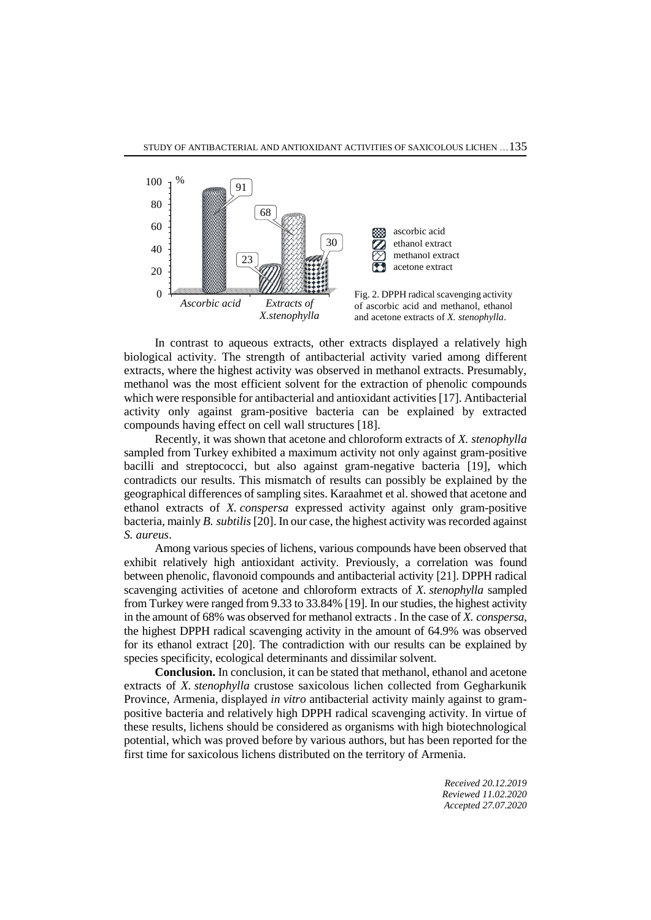Fig. 2. DPPH radical scavenging activity of ascorbic acid and methanol, ethanol and acetone extracts of *X. stenophylla*.

In contrast to aqueous extracts, other extracts displayed a relatively high biological activity. The strength of antibacterial activity varied among different extracts, where the highest activity was observed in methanol extracts. Presumably, methanol was the most efficient solvent for the extraction of phenolic compounds which were responsible for antibacterial and antioxidant activities [17]. Antibacterial activity only against gram-positive bacteria can be explained by extracted compounds having effect on cell wall structures [18].

Recently, it was shown that acetone and chloroform extracts of *X. stenophylla* sampled from Turkey exhibited a maximum activity not only against gram-positive bacilli and streptococci, but also against gram-negative bacteria [19], which contradicts our results. This mismatch of results can possibly be explained by the geographical differences of sampling sites. Karaahmet et al. showed that acetone and ethanol extracts of *X. conspersa* expressed activity against only gram-positive bacteria, mainly *B. subtilis* [20]. In our case, the highest activity was recorded against *S. aureus*.

Among various species of lichens, various compounds have been observed that exhibit relatively high antioxidant activity. Previously, a correlation was found between phenolic, flavonoid compounds and antibacterial activity [21]. DPPH radical scavenging activities of acetone and chloroform extracts of *X. stenophylla* sampled from Turkey were ranged from 9.33 to 33.84% [19]. In our studies, the highest activity in the amount of 68% was observed for methanol extracts. In the case of *X. conspersa*, the highest DPPH radical scavenging activity in the amount of 64.9% was observed for its ethanol extract [20]. The contradiction with our results can be explained by species specificity, ecological determinants and dissimilar solvent.

**Conclusion.** In conclusion, it can be stated that methanol, ethanol and acetone extracts of *X. stenophylla* crustose saxicolous lichen collected from Gegharkunik Province, Armenia, displayed *in vitro* antibacterial activity mainly against to gram-positive bacteria and relatively high DPPH radical scavenging activity. In virtue of these results, lichens should be considered as organisms with high biotechnological potential, which was proved before by various authors, but has been reported for the first time for saxicolous lichens distributed on the territory of Armenia.

*Received 20.12.2019*
*Reviewed 11.02.2020*
*Accepted 27.07.2020*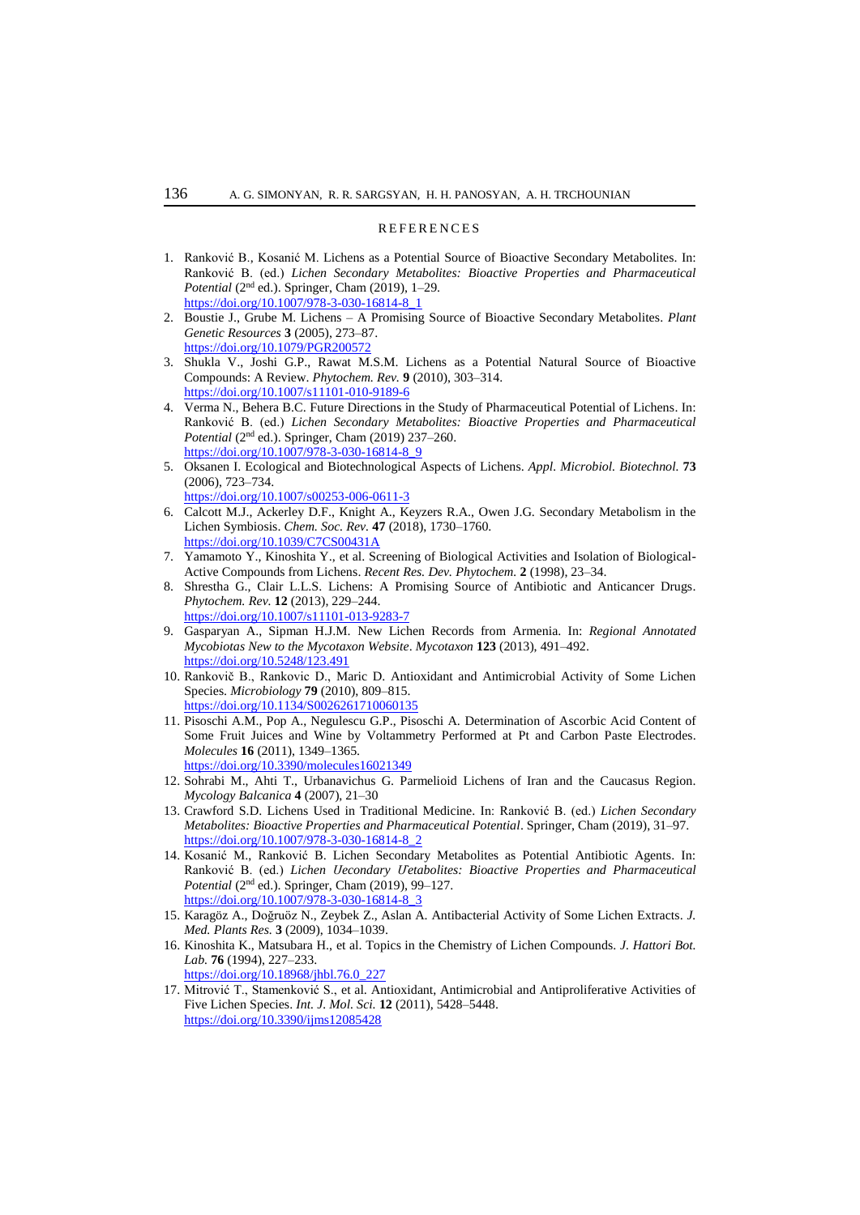## REFERENCES

1. Ranković B., Kosanić M. Lichens as a Potential Source of Bioactive Secondary Metabolites. In: Ranković B. (ed.) *Lichen Secondary Metabolites: Bioactive Properties and Pharmaceutical Potential* (2nd ed.). Springer, Cham (2019), 1–29. https://doi.org/10.1007/978-3-030-16814-8_1
2. Boustie J., Grube M. Lichens – A Promising Source of Bioactive Secondary Metabolites. *Plant Genetic Resources* **3** (2005), 273–87. https://doi.org/10.1079/PGR200572
3. Shukla V., Joshi G.P., Rawat M.S.M. Lichens as a Potential Natural Source of Bioactive Compounds: A Review. *Phytochem. Rev.* **9** (2010), 303–314. https://doi.org/10.1007/s11101-010-9189-6
4. Verma N., Behera B.C. Future Directions in the Study of Pharmaceutical Potential of Lichens. In: Ranković B. (ed.) *Lichen Secondary Metabolites: Bioactive Properties and Pharmaceutical Potential* (2nd ed.). Springer, Cham (2019) 237–260. https://doi.org/10.1007/978-3-030-16814-8_9
5. Oksanen I. Ecological and Biotechnological Aspects of Lichens. *Appl. Microbiol. Biotechnol.* **73** (2006), 723–734. https://doi.org/10.1007/s00253-006-0611-3
6. Calcott M.J., Ackerley D.F., Knight A., Keyzers R.A., Owen J.G. Secondary Metabolism in the Lichen Symbiosis. *Chem. Soc. Rev.* **47** (2018), 1730–1760. https://doi.org/10.1039/C7CS00431A
7. Yamamoto Y., Kinoshita Y., et al. Screening of Biological Activities and Isolation of Biological-Active Compounds from Lichens. *Recent Res. Dev. Phytochem.* **2** (1998), 23–34.
8. Shrestha G., Clair L.L.S. Lichens: A Promising Source of Antibiotic and Anticancer Drugs. *Phytochem. Rev.* **12** (2013), 229–244. https://doi.org/10.1007/s11101-013-9283-7
9. Gasparyan A., Sipman H.J.M. New Lichen Records from Armenia. In: *Regional Annotated Mycobiotas New to the Mycotaxon Website*. *Mycotaxon* **123** (2013), 491–492. https://doi.org/10.5248/123.491
10. Rankovič B., Rankovic D., Maric D. Antioxidant and Antimicrobial Activity of Some Lichen Species. *Microbiology* **79** (2010), 809–815. https://doi.org/10.1134/S0026261710060135
11. Pisoschi A.M., Pop A., Negulescu G.P., Pisoschi A. Determination of Ascorbic Acid Content of Some Fruit Juices and Wine by Voltammetry Performed at Pt and Carbon Paste Electrodes. *Molecules* **16** (2011), 1349–1365. https://doi.org/10.3390/molecules16021349
12. Sohrabi M., Ahti T., Urbanavichus G. Parmelioid Lichens of Iran and the Caucasus Region. *Mycology Balcanica* **4** (2007), 21–30
13. Crawford S.D. Lichens Used in Traditional Medicine. In: Ranković B. (ed.) *Lichen Secondary Metabolites: Bioactive Properties and Pharmaceutical Potential*. Springer, Cham (2019), 31–97. https://doi.org/10.1007/978-3-030-16814-8_2
14. Kosanić M., Ranković B. Lichen Secondary Metabolites as Potential Antibiotic Agents. In: Ranković B. (ed.) *Lichen Uecondary Uetabolites: Bioactive Properties and Pharmaceutical Potential* (2nd ed.). Springer, Cham (2019), 99–127. https://doi.org/10.1007/978-3-030-16814-8_3
15. Karagöz A., Doğruöz N., Zeybek Z., Aslan A. Antibacterial Activity of Some Lichen Extracts. *J. Med. Plants Res.* **3** (2009), 1034–1039.
16. Kinoshita K., Matsubara H., et al. Topics in the Chemistry of Lichen Compounds. *J. Hattori Bot. Lab.* **76** (1994), 227–233. https://doi.org/10.18968/jhbl.76.0_227
17. Mitrović T., Stamenković S., et al. Antioxidant, Antimicrobial and Antiproliferative Activities of Five Lichen Species. *Int. J. Mol. Sci.* **12** (2011), 5428–5448. https://doi.org/10.3390/ijms12085428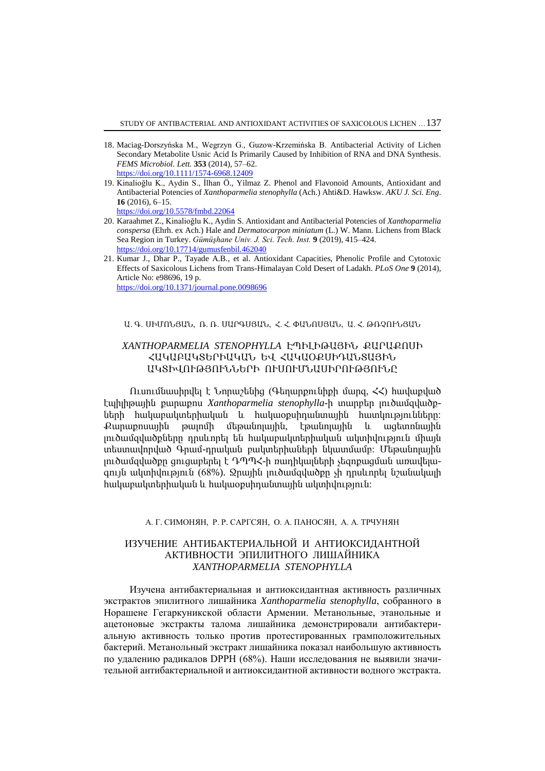18. Maciag-Dorszyńska M., Wegrzyn G., Guzow-Krzemińska B. Antibacterial Activity of Lichen Secondary Metabolite Usnic Acid Is Primarily Caused by Inhibition of RNA and DNA Synthesis. *FEMS Microbiol. Lett.* **353** (2014), 57–62. https://doi.org/10.1111/1574-6968.12409
19. Kinalioğlu K., Aydin S., İlhan Ö., Yilmaz Z. Phenol and Flavonoid Amounts, Antioxidant and Antibacterial Potencies of *Xanthoparmelia stenophylla* (Ach.) Ahti&D. Hawksw. *AKU J. Sci. Eng.* **16** (2016), 6–15. https://doi.org/10.5578/fmbd.22064
20. Karaahmet Z., Kinalioğlu K., Aydin S. Antioxidant and Antibacterial Potencies of *Xanthoparmelia conspersa* (Ehrh. ex Ach.) Hale and *Dermatocarpon miniatum* (L.) W. Mann. Lichens from Black Sea Region in Turkey. *Gümüşhane Univ. J. Sci. Tech. Inst.* **9** (2019), 415–424. https://doi.org/10.17714/gumusfenbil.462040
21. Kumar J., Dhar P., Tayade A.B., et al. Antioxidant Capacities, Phenolic Profile and Cytotoxic Effects of Saxicolous Lichens from Trans-Himalayan Cold Desert of Ladakh. *PLoS One* **9** (2014), Article No: e98696, 19 p. https://doi.org/10.1371/journal.pone.0098696

Ա. Գ. ՍԻՄՈՆՅԱՆ, Ռ. Ռ. ՍԱՐԳՍՅԱՆ, Հ. Հ. ՓԱՆՈՍՅԱՆ, Ա. Հ. ԹՌՉՈՒՆՅԱՆ

## *XANTHOPARMELIA STENOPHYLLA* ԷՊԻԼԻԹԱՅԻՆ ՔԱՐԱՔՈՍԻ ՀԱԿԱԲԱԿՏԵՐԻԱԿԱՆ ԵՎ ՀԱԿԱՕՔՍԻԴԱՆՏԱՅԻՆ ԱԿՏԻՎՈՒԹՅՈՒՆՆԵՐԻ ՈՒՍՈՒՄՆԱՍԻՐՈՒԹՅՈՒՆԸ

Ուսումնասիրվել է Նորաշենից (Գեղարքունիքի մարզ, ՀՀ) հավաքված էպիլիթային քարաքոս *Xanthoparmelia stenophylla*-ի տարբեր լուծամզվածքների հակաբակտերիական և հակաօքսիդանտային հատկությունները: Քարաքոսային թալոմի մեթանոլային, էթանոլային և ացետոնային լուծամզվածքները դրսևորել են հակաբակտերիական ակտիվություն միայն տեստավորված Գրամ-դրական բակտերիաների նկատմամբ: Մեթանոլային լուծամզվածքը ցուցաբերել է ԴՊՊՀ-ի ռադիկալների չեզոքացման առավելագույն ակտիվություն (68%): Ջրային լուծամզվածքը չի դրսևորել նշանակալի հակաբակտերիական և հակաօքսիդանտային ակտիվություն:

А. Г. СИМОНЯН, Р. Р. САРГСЯН, О. А. ПАНОСЯН, А. А. ТРЧУНЯН

## ИЗУЧЕНИЕ АНТИБАКТЕРИАЛЬНОЙ И АНТИОКСИДАНТНОЙ АКТИВНОСТИ ЭПИЛИТНОГО ЛИШАЙНИКА *XANTHOPARMELIA STENOPHYLLA*

Изучена антибактериальная и антиоксидантная активность различных экстрактов эпилитного лишайника *Xanthoparmelia stenophylla*, собранного в Норашене Гегаркуникской области Армении. Метанольные, этанольные и ацетоновые экстракты талома лишайника демонстрировали антибактериальную активность только против протестированных грамположительных бактерий. Метанольный экстракт лишайника показал наибольшую активность по удалению радикалов DPPH (68%). Наши исследования не выявили значительной антибактериальной и антиоксидантной активности водного экстракта.